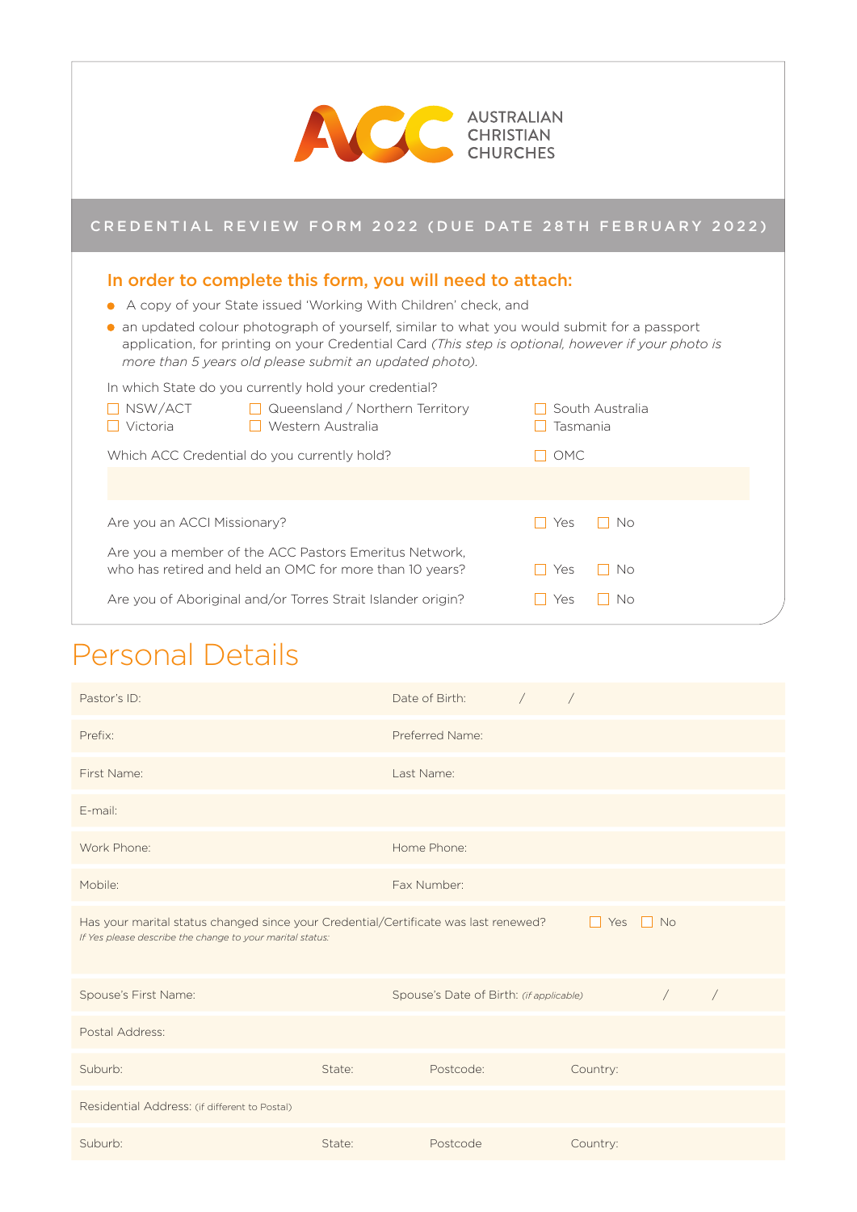AUSTRALIAN CHRISTIAN CHURCHES

## CREDENTIAL REVIEW FORM 2022 (DUE DATE 28TH FEBRUARY 2022)

### In order to complete this form, you will need to attach:

- A copy of your State issued 'Working With Children' check, and
- an updated colour photograph of yourself, similar to what you would submit for a passport application, for printing on your Credential Card *(This step is optional, however if your photo is more than 5 years old please submit an updated photo).*

In which State do you currently hold your credential?

☐ NSW/ACT ☐ Queensland / Northern Territory ☐ South Australia
☐ Victoria ☐ Western Australia ☐ Tasmania

Which ACC Credential do you currently hold? ☐ OMC

Are you an ACCI Missionary? ☐ Yes ☐ No

Are you a member of the ACC Pastors Emeritus Network, who has retired and held an OMC for more than 10 years? ☐ Yes ☐ No

Are you of Aboriginal and/or Torres Strait Islander origin? ☐ Yes ☐ No

# Personal Details

| | | | |
|---|---|---|---|
| Pastor's ID: | | Date of Birth: / / | |
| Prefix: | | Preferred Name: | |
| First Name: | | Last Name: | |
| E-mail: | | | |
| Work Phone: | | Home Phone: | |
| Mobile: | | Fax Number: | |

Has your marital status changed since your Credential/Certificate was last renewed? ☐ Yes ☐ No
*If Yes please describe the change to your marital status:*

| | | | |
|---|---|---|---|
| Spouse's First Name: | | Spouse's Date of Birth: *(if applicable)* / / | |
| Postal Address: | | | |
| Suburb: | State: | Postcode: | Country: |
| Residential Address: (if different to Postal) | | | |
| Suburb: | State: | Postcode | Country: |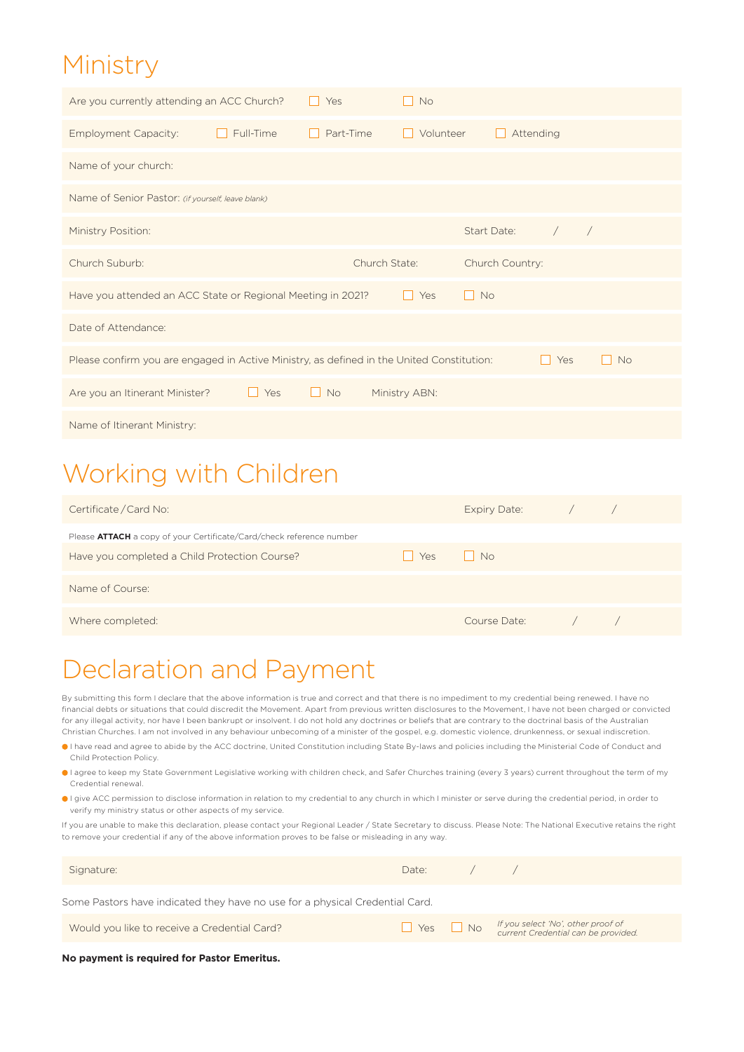# Ministry

Are you currently attending an ACC Church? ☐ Yes ☐ No

Employment Capacity: ☐ Full-Time ☐ Part-Time ☐ Volunteer ☐ Attending

Name of your church:

Name of Senior Pastor: *(if yourself, leave blank)*

Ministry Position: Start Date: / /

Church Suburb: Church State: Church Country:

Have you attended an ACC State or Regional Meeting in 2021? ☐ Yes ☐ No

Date of Attendance:

Please confirm you are engaged in Active Ministry, as defined in the United Constitution: ☐ Yes ☐ No

Are you an Itinerant Minister? ☐ Yes ☐ No Ministry ABN:

Name of Itinerant Ministry:

# Working with Children

Certificate / Card No: Expiry Date: / /

Please **ATTACH** a copy of your Certificate/Card/check reference number

Have you completed a Child Protection Course? ☐ Yes ☐ No

Name of Course:

Where completed: Course Date: / /

# Declaration and Payment

By submitting this form I declare that the above information is true and correct and that there is no impediment to my credential being renewed. I have no financial debts or situations that could discredit the Movement. Apart from previous written disclosures to the Movement, I have not been charged or convicted for any illegal activity, nor have I been bankrupt or insolvent. I do not hold any doctrines or beliefs that are contrary to the doctrinal basis of the Australian Christian Churches. I am not involved in any behaviour unbecoming of a minister of the gospel, e.g. domestic violence, drunkenness, or sexual indiscretion.

- I have read and agree to abide by the ACC doctrine, United Constitution including State By-laws and policies including the Ministerial Code of Conduct and Child Protection Policy.
- I agree to keep my State Government Legislative working with children check, and Safer Churches training (every 3 years) current throughout the term of my Credential renewal.
- I give ACC permission to disclose information in relation to my credential to any church in which I minister or serve during the credential period, in order to verify my ministry status or other aspects of my service.

If you are unable to make this declaration, please contact your Regional Leader / State Secretary to discuss. Please Note: The National Executive retains the right to remove your credential if any of the above information proves to be false or misleading in any way.

Signature: Date: / /

Some Pastors have indicated they have no use for a physical Credential Card.

Would you like to receive a Credential Card? ☐ Yes ☐ No *If you select 'No', other proof of current Credential can be provided.*

**No payment is required for Pastor Emeritus.**